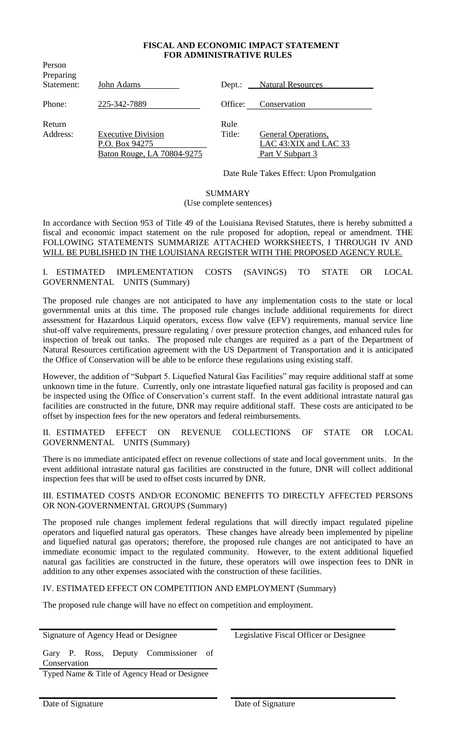**FISCAL AND ECONOMIC IMPACT STATEMENT FOR ADMINISTRATIVE RULES**

| | | | |
|---|---|---|---|
| Person Preparing Statement: | John Adams | Dept.: | Natural Resources |
| Phone: | 225-342-7889 | Office: | Conservation |
| Return Address: | Executive Division<br>P.O. Box 94275<br>Baton Rouge, LA 70804-9275 | Rule Title: | General Operations, LAC 43:XIX and LAC 33 Part V Subpart 3 |

Date Rule Takes Effect: Upon Promulgation

SUMMARY
(Use complete sentences)

In accordance with Section 953 of Title 49 of the Louisiana Revised Statutes, there is hereby submitted a fiscal and economic impact statement on the rule proposed for adoption, repeal or amendment. THE FOLLOWING STATEMENTS SUMMARIZE ATTACHED WORKSHEETS, I THROUGH IV AND WILL BE PUBLISHED IN THE LOUISIANA REGISTER WITH THE PROPOSED AGENCY RULE.

I. ESTIMATED IMPLEMENTATION COSTS (SAVINGS) TO STATE OR LOCAL GOVERNMENTAL UNITS (Summary)

The proposed rule changes are not anticipated to have any implementation costs to the state or local governmental units at this time. The proposed rule changes include additional requirements for direct assessment for Hazardous Liquid operators, excess flow valve (EFV) requirements, manual service line shut-off valve requirements, pressure regulating / over pressure protection changes, and enhanced rules for inspection of break out tanks. The proposed rule changes are required as a part of the Department of Natural Resources certification agreement with the US Department of Transportation and it is anticipated the Office of Conservation will be able to be enforce these regulations using existing staff.

However, the addition of "Subpart 5. Liquefied Natural Gas Facilities" may require additional staff at some unknown time in the future. Currently, only one intrastate liquefied natural gas facility is proposed and can be inspected using the Office of Conservation's current staff. In the event additional intrastate natural gas facilities are constructed in the future, DNR may require additional staff. These costs are anticipated to be offset by inspection fees for the new operators and federal reimbursements.

II. ESTIMATED EFFECT ON REVENUE COLLECTIONS OF STATE OR LOCAL GOVERNMENTAL UNITS (Summary)

There is no immediate anticipated effect on revenue collections of state and local government units. In the event additional intrastate natural gas facilities are constructed in the future, DNR will collect additional inspection fees that will be used to offset costs incurred by DNR.

III. ESTIMATED COSTS AND/OR ECONOMIC BENEFITS TO DIRECTLY AFFECTED PERSONS OR NON-GOVERNMENTAL GROUPS (Summary)

The proposed rule changes implement federal regulations that will directly impact regulated pipeline operators and liquefied natural gas operators. These changes have already been implemented by pipeline and liquefied natural gas operators; therefore, the proposed rule changes are not anticipated to have an immediate economic impact to the regulated community. However, to the extent additional liquefied natural gas facilities are constructed in the future, these operators will owe inspection fees to DNR in addition to any other expenses associated with the construction of these facilities.

IV. ESTIMATED EFFECT ON COMPETITION AND EMPLOYMENT (Summary)

The proposed rule change will have no effect on competition and employment.

| | |
|---|---|
| Signature of Agency Head or Designee | Legislative Fiscal Officer or Designee |
| Gary P. Ross, Deputy Commissioner of Conservation | |
| Typed Name & Title of Agency Head or Designee | |
| Date of Signature | Date of Signature |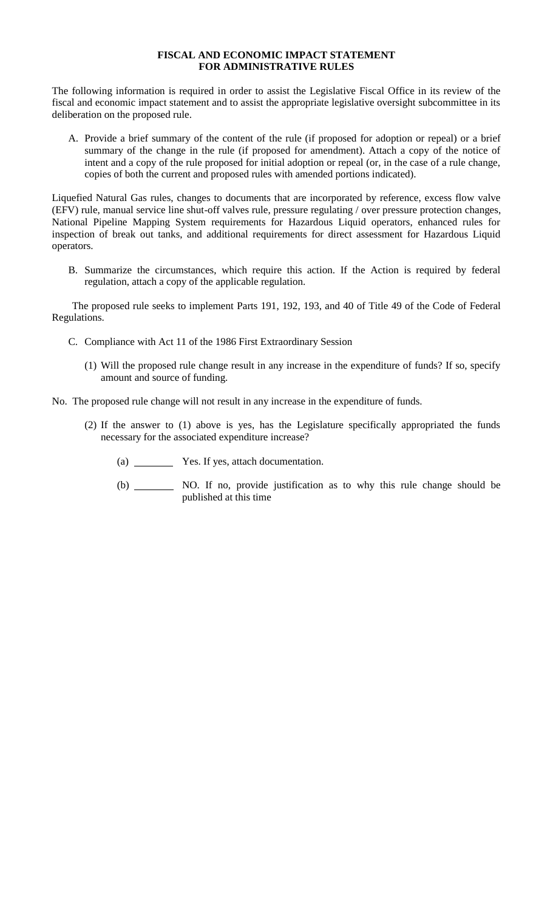**FISCAL AND ECONOMIC IMPACT STATEMENT**
**FOR ADMINISTRATIVE RULES**

The following information is required in order to assist the Legislative Fiscal Office in its review of the fiscal and economic impact statement and to assist the appropriate legislative oversight subcommittee in its deliberation on the proposed rule.

A. Provide a brief summary of the content of the rule (if proposed for adoption or repeal) or a brief summary of the change in the rule (if proposed for amendment). Attach a copy of the notice of intent and a copy of the rule proposed for initial adoption or repeal (or, in the case of a rule change, copies of both the current and proposed rules with amended portions indicated).

Liquefied Natural Gas rules, changes to documents that are incorporated by reference, excess flow valve (EFV) rule, manual service line shut-off valves rule, pressure regulating / over pressure protection changes, National Pipeline Mapping System requirements for Hazardous Liquid operators, enhanced rules for inspection of break out tanks, and additional requirements for direct assessment for Hazardous Liquid operators.

B. Summarize the circumstances, which require this action. If the Action is required by federal regulation, attach a copy of the applicable regulation.

The proposed rule seeks to implement Parts 191, 192, 193, and 40 of Title 49 of the Code of Federal Regulations.

C. Compliance with Act 11 of the 1986 First Extraordinary Session

(1) Will the proposed rule change result in any increase in the expenditure of funds? If so, specify amount and source of funding.

No. The proposed rule change will not result in any increase in the expenditure of funds.

(2) If the answer to (1) above is yes, has the Legislature specifically appropriated the funds necessary for the associated expenditure increase?

(a) ________ Yes. If yes, attach documentation.

(b) ________ NO. If no, provide justification as to why this rule change should be published at this time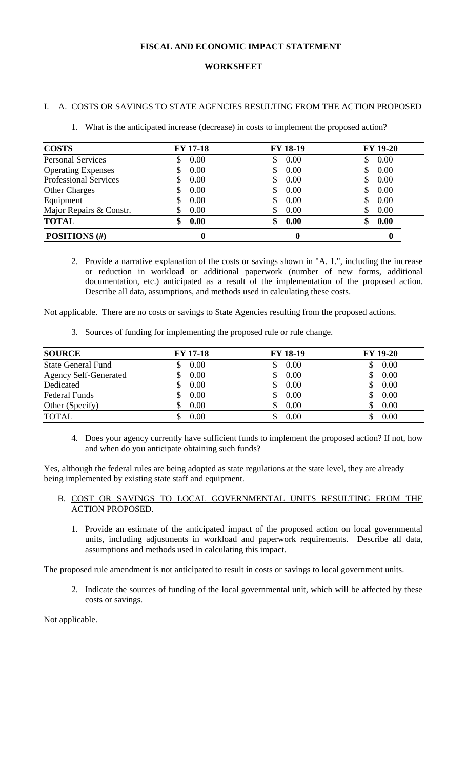**FISCAL AND ECONOMIC IMPACT STATEMENT**

**WORKSHEET**

I. A. <u>COSTS OR SAVINGS TO STATE AGENCIES RESULTING FROM THE ACTION PROPOSED</u>

1. What is the anticipated increase (decrease) in costs to implement the proposed action?

| **COSTS** | **FY 17-18** | **FY 18-19** | **FY 19-20** |
|---|---|---|---|
| Personal Services | $ 0.00 | $ 0.00 | $ 0.00 |
| Operating Expenses | $ 0.00 | $ 0.00 | $ 0.00 |
| Professional Services | $ 0.00 | $ 0.00 | $ 0.00 |
| Other Charges | $ 0.00 | $ 0.00 | $ 0.00 |
| Equipment | $ 0.00 | $ 0.00 | $ 0.00 |
| Major Repairs & Constr. | $ 0.00 | $ 0.00 | $ 0.00 |
| **TOTAL** | **$ 0.00** | **$ 0.00** | **$ 0.00** |
| **POSITIONS (#)** | **0** | **0** | **0** |

2. Provide a narrative explanation of the costs or savings shown in "A. 1.", including the increase or reduction in workload or additional paperwork (number of new forms, additional documentation, etc.) anticipated as a result of the implementation of the proposed action. Describe all data, assumptions, and methods used in calculating these costs.

Not applicable. There are no costs or savings to State Agencies resulting from the proposed actions.

3. Sources of funding for implementing the proposed rule or rule change.

| **SOURCE** | **FY 17-18** | **FY 18-19** | **FY 19-20** |
|---|---|---|---|
| State General Fund | $ 0.00 | $ 0.00 | $ 0.00 |
| Agency Self-Generated | $ 0.00 | $ 0.00 | $ 0.00 |
| Dedicated | $ 0.00 | $ 0.00 | $ 0.00 |
| Federal Funds | $ 0.00 | $ 0.00 | $ 0.00 |
| Other (Specify) | $ 0.00 | $ 0.00 | $ 0.00 |
| TOTAL | $ 0.00 | $ 0.00 | $ 0.00 |

4. Does your agency currently have sufficient funds to implement the proposed action? If not, how and when do you anticipate obtaining such funds?

Yes, although the federal rules are being adopted as state regulations at the state level, they are already being implemented by existing state staff and equipment.

B. <u>COST OR SAVINGS TO LOCAL GOVERNMENTAL UNITS RESULTING FROM THE ACTION PROPOSED.</u>

1. Provide an estimate of the anticipated impact of the proposed action on local governmental units, including adjustments in workload and paperwork requirements. Describe all data, assumptions and methods used in calculating this impact.

The proposed rule amendment is not anticipated to result in costs or savings to local government units.

2. Indicate the sources of funding of the local governmental unit, which will be affected by these costs or savings.

Not applicable.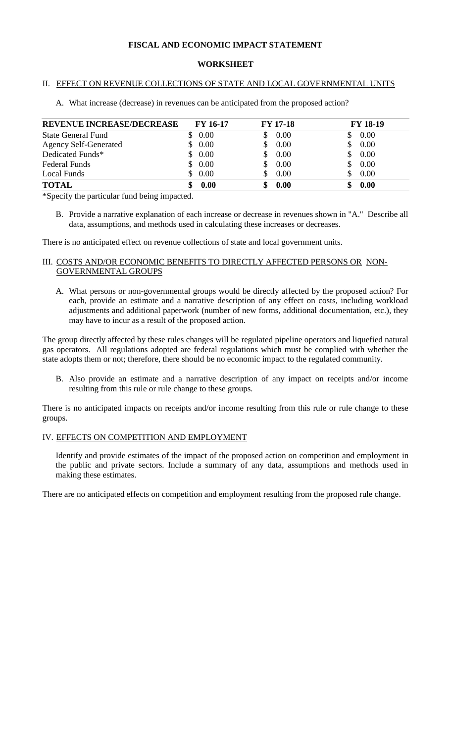**FISCAL AND ECONOMIC IMPACT STATEMENT**

**WORKSHEET**

II. EFFECT ON REVENUE COLLECTIONS OF STATE AND LOCAL GOVERNMENTAL UNITS

A. What increase (decrease) in revenues can be anticipated from the proposed action?

| **REVENUE INCREASE/DECREASE** | **FY 16-17** | **FY 17-18** | **FY 18-19** |
|---|---|---|---|
| State General Fund | $ 0.00 | $ 0.00 | $ 0.00 |
| Agency Self-Generated | $ 0.00 | $ 0.00 | $ 0.00 |
| Dedicated Funds* | $ 0.00 | $ 0.00 | $ 0.00 |
| Federal Funds | $ 0.00 | $ 0.00 | $ 0.00 |
| Local Funds | $ 0.00 | $ 0.00 | $ 0.00 |
| **TOTAL** | **$ 0.00** | **$ 0.00** | **$ 0.00** |

*Specify the particular fund being impacted.

B. Provide a narrative explanation of each increase or decrease in revenues shown in "A." Describe all data, assumptions, and methods used in calculating these increases or decreases.

There is no anticipated effect on revenue collections of state and local government units.

III. COSTS AND/OR ECONOMIC BENEFITS TO DIRECTLY AFFECTED PERSONS OR NON-GOVERNMENTAL GROUPS

A. What persons or non-governmental groups would be directly affected by the proposed action? For each, provide an estimate and a narrative description of any effect on costs, including workload adjustments and additional paperwork (number of new forms, additional documentation, etc.), they may have to incur as a result of the proposed action.

The group directly affected by these rules changes will be regulated pipeline operators and liquefied natural gas operators. All regulations adopted are federal regulations which must be complied with whether the state adopts them or not; therefore, there should be no economic impact to the regulated community.

B. Also provide an estimate and a narrative description of any impact on receipts and/or income resulting from this rule or rule change to these groups.

There is no anticipated impacts on receipts and/or income resulting from this rule or rule change to these groups.

IV. EFFECTS ON COMPETITION AND EMPLOYMENT

Identify and provide estimates of the impact of the proposed action on competition and employment in the public and private sectors. Include a summary of any data, assumptions and methods used in making these estimates.

There are no anticipated effects on competition and employment resulting from the proposed rule change.